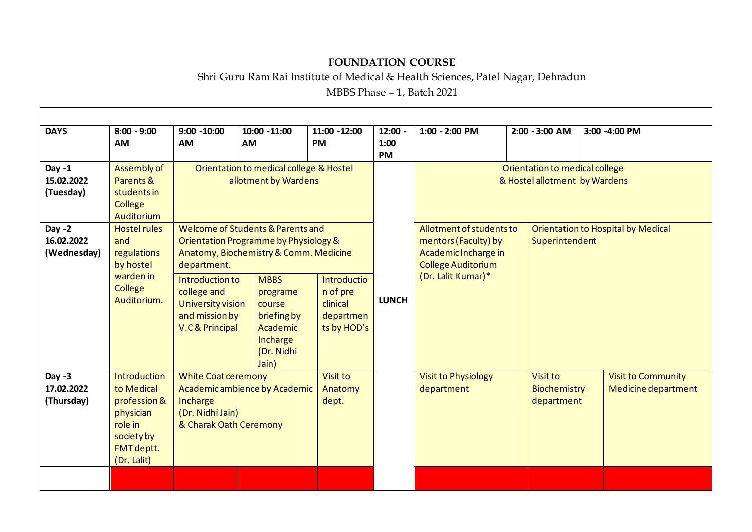**FOUNDATION COURSE**

Shri Guru Ram Rai Institute of Medical & Health Sciences, Patel Nagar, Dehradun

MBBS Phase – 1, Batch 2021

| DAYS | 8:00 - 9:00 AM | 9:00 -10:00 AM | 10:00 -11:00 AM | 11:00 -12:00 PM | 12:00 - 1:00 PM | 1:00 - 2:00 PM | 2:00 - 3:00 AM | 3:00 -4:00 PM |
|---|---|---|---|---|---|---|---|---|
| Day -1 15.02.2022 (Tuesday) | Assembly of Parents & students in College Auditorium | Orientation to medical college & Hostel allotment by Wardens | | | LUNCH | Orientation to medical college & Hostel allotment by Wardens | | |
| Day -2 16.02.2022 (Wednesday) | Hostel rules and regulations by hostel warden in College Auditorium. | Welcome of Students & Parents and Orientation Programme by Physiology & Anatomy, Biochemistry & Comm. Medicine department. | | | | Allotment of students to mentors (Faculty) by Academic Incharge in College Auditorium (Dr. Lalit Kumar)* | Orientation to Hospital by Medical Superintendent | |
| | | Introduction to college and University vision and mission by V.C & Principal | MBBS programe course briefing by Academic Incharge (Dr. Nidhi Jain) | Introduction of pre clinical departments by HOD's | | | | |
| Day -3 17.02.2022 (Thursday) | Introduction to Medical profession & physician role in society by FMT deptt. (Dr. Lalit) | White Coat ceremony Academic ambience by Academic Incharge (Dr. Nidhi Jain) & Charak Oath Ceremony | | Visit to Anatomy dept. | | Visit to Physiology department | Visit to Biochemistry department | Visit to Community Medicine department |
| | | | | | | | | |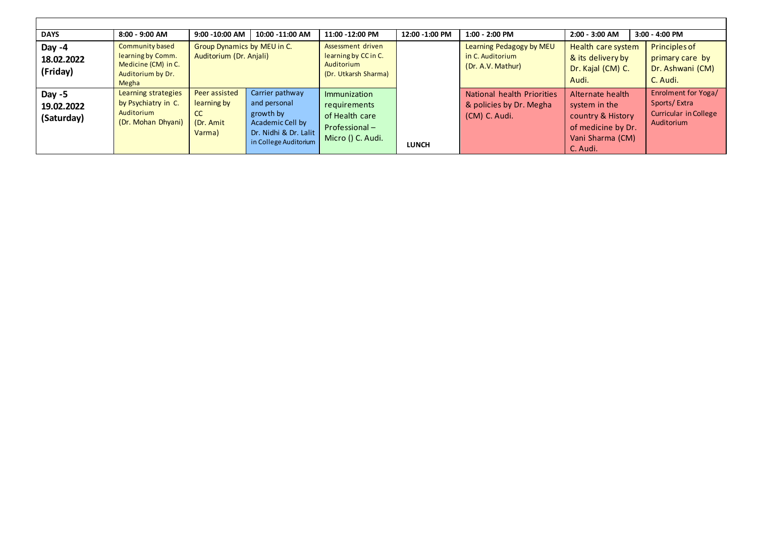| DAYS | 8:00 - 9:00 AM | 9:00 -10:00 AM | 10:00 -11:00 AM | 11:00 -12:00 PM | 12:00 -1:00 PM | 1:00 - 2:00 PM | 2:00 - 3:00 AM | 3:00 - 4:00 PM |
|---|---|---|---|---|---|---|---|---|
| **Day -4 18.02.2022 (Friday)** | Community based learning by Comm. Medicine (CM) in C. Auditorium by Dr. Megha | Group Dynamics by MEU in C. Auditorium (Dr. Anjali) | | Assessment driven learning by CC in C. Auditorium (Dr. Utkarsh Sharma) | | Learning Pedagogy by MEU in C. Auditorium (Dr. A.V. Mathur) | Health care system & its delivery by Dr. Kajal (CM) C. Audi. | Principles of primary care by Dr. Ashwani (CM) C. Audi. |
| **Day -5 19.02.2022 (Saturday)** | Learning strategies by Psychiatry in C. Auditorium (Dr. Mohan Dhyani) | Peer assisted learning by CC (Dr. Amit Varma) | Carrier pathway and personal growth by Academic Cell by Dr. Nidhi & Dr. Lalit in College Auditorium | Immunization requirements of Health care Professional – Micro () C. Audi. | **LUNCH** | National health Priorities & policies by Dr. Megha (CM) C. Audi. | Alternate health system in the country & History of medicine by Dr. Vani Sharma (CM) C. Audi. | Enrolment for Yoga/ Sports/ Extra Curricular in College Auditorium |